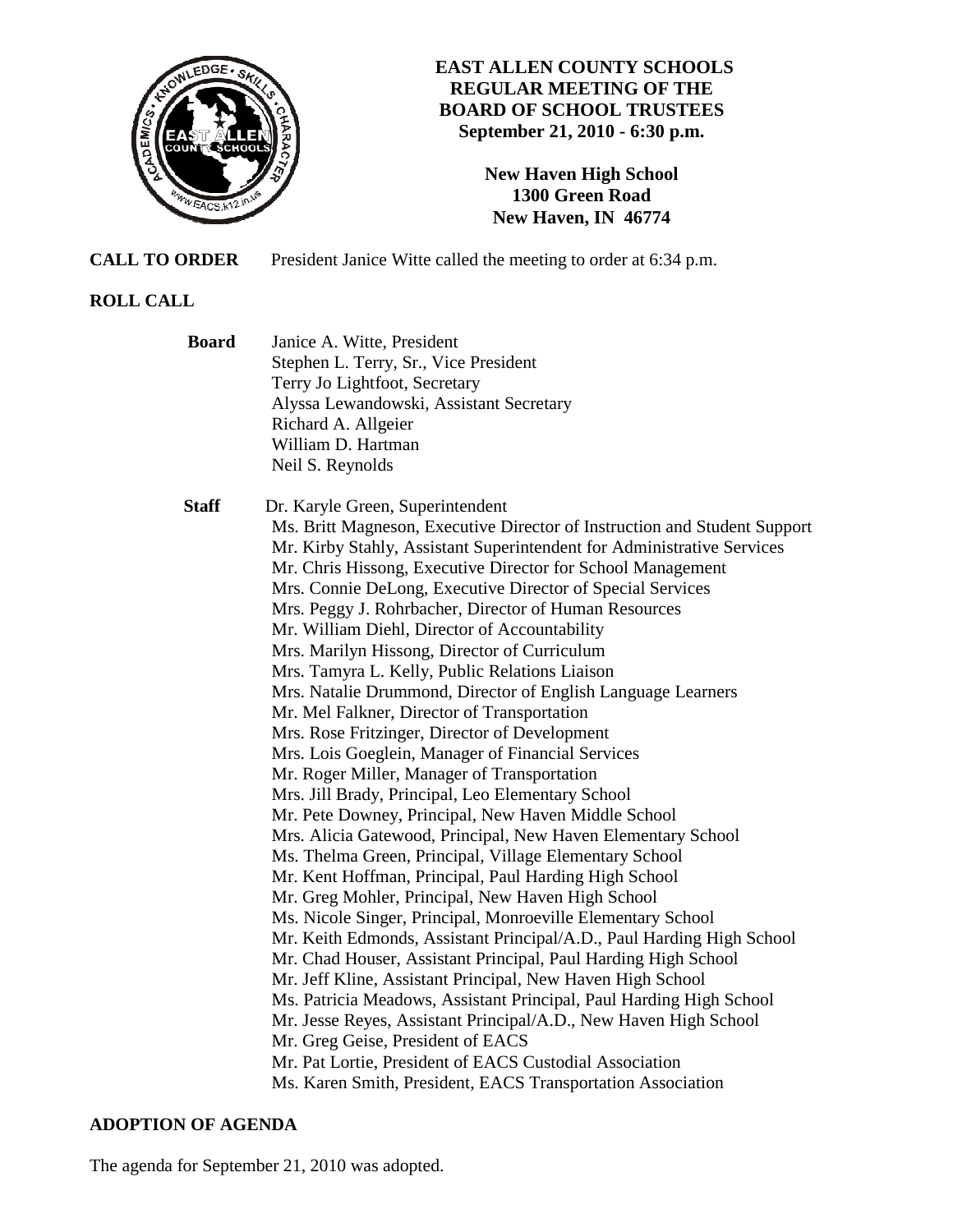# EAST ALLEN COUNTY SCHOOLS
## REGULAR MEETING OF THE BOARD OF SCHOOL TRUSTEES
**September 21, 2010 - 6:30 p.m.**

**New Haven High School**
**1300 Green Road**
**New Haven, IN 46774**

**CALL TO ORDER** President Janice Witte called the meeting to order at 6:34 p.m.

**ROLL CALL**

**Board**
Janice A. Witte, President
Stephen L. Terry, Sr., Vice President
Terry Jo Lightfoot, Secretary
Alyssa Lewandowski, Assistant Secretary
Richard A. Allgeier
William D. Hartman
Neil S. Reynolds

**Staff**
Dr. Karyle Green, Superintendent
Ms. Britt Magneson, Executive Director of Instruction and Student Support
Mr. Kirby Stahly, Assistant Superintendent for Administrative Services
Mr. Chris Hissong, Executive Director for School Management
Mrs. Connie DeLong, Executive Director of Special Services
Mrs. Peggy J. Rohrbacher, Director of Human Resources
Mr. William Diehl, Director of Accountability
Mrs. Marilyn Hissong, Director of Curriculum
Mrs. Tamyra L. Kelly, Public Relations Liaison
Mrs. Natalie Drummond, Director of English Language Learners
Mr. Mel Falkner, Director of Transportation
Mrs. Rose Fritzinger, Director of Development
Mrs. Lois Goeglein, Manager of Financial Services
Mr. Roger Miller, Manager of Transportation
Mrs. Jill Brady, Principal, Leo Elementary School
Mr. Pete Downey, Principal, New Haven Middle School
Mrs. Alicia Gatewood, Principal, New Haven Elementary School
Ms. Thelma Green, Principal, Village Elementary School
Mr. Kent Hoffman, Principal, Paul Harding High School
Mr. Greg Mohler, Principal, New Haven High School
Ms. Nicole Singer, Principal, Monroeville Elementary School
Mr. Keith Edmonds, Assistant Principal/A.D., Paul Harding High School
Mr. Chad Houser, Assistant Principal, Paul Harding High School
Mr. Jeff Kline, Assistant Principal, New Haven High School
Ms. Patricia Meadows, Assistant Principal, Paul Harding High School
Mr. Jesse Reyes, Assistant Principal/A.D., New Haven High School
Mr. Greg Geise, President of EACS
Mr. Pat Lortie, President of EACS Custodial Association
Ms. Karen Smith, President, EACS Transportation Association

**ADOPTION OF AGENDA**

The agenda for September 21, 2010 was adopted.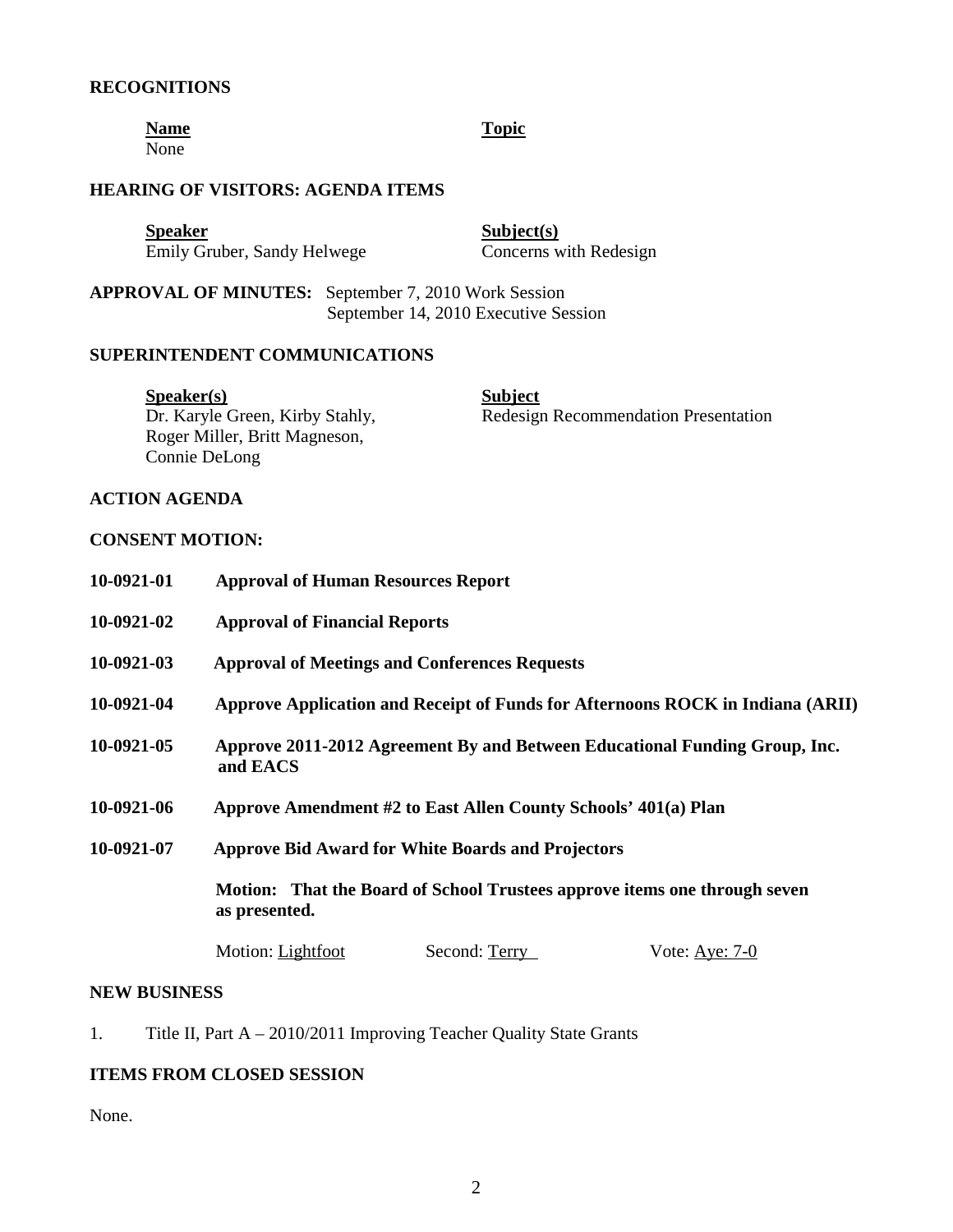## RECOGNITIONS

| Name | Topic |
| --- | --- |
| None | |

## HEARING OF VISITORS: AGENDA ITEMS

| Speaker | Subject(s) |
| --- | --- |
| Emily Gruber, Sandy Helwege | Concerns with Redesign |

**APPROVAL OF MINUTES:** September 7, 2010 Work Session
September 14, 2010 Executive Session

## SUPERINTENDENT COMMUNICATIONS

| Speaker(s) | Subject |
| --- | --- |
| Dr. Karyle Green, Kirby Stahly, Roger Miller, Britt Magneson, Connie DeLong | Redesign Recommendation Presentation |

## ACTION AGENDA

## CONSENT MOTION:

**10-0921-01 Approval of Human Resources Report**

**10-0921-02 Approval of Financial Reports**

**10-0921-03 Approval of Meetings and Conferences Requests**

**10-0921-04 Approve Application and Receipt of Funds for Afternoons ROCK in Indiana (ARII)**

**10-0921-05 Approve 2011-2012 Agreement By and Between Educational Funding Group, Inc. and EACS**

**10-0921-06 Approve Amendment #2 to East Allen County Schools' 401(a) Plan**

**10-0921-07 Approve Bid Award for White Boards and Projectors**

**Motion: That the Board of School Trustees approve items one through seven as presented.**

Motion: Lightfoot Second: Terry Vote: Aye: 7-0

## NEW BUSINESS

1. Title II, Part A – 2010/2011 Improving Teacher Quality State Grants

## ITEMS FROM CLOSED SESSION

None.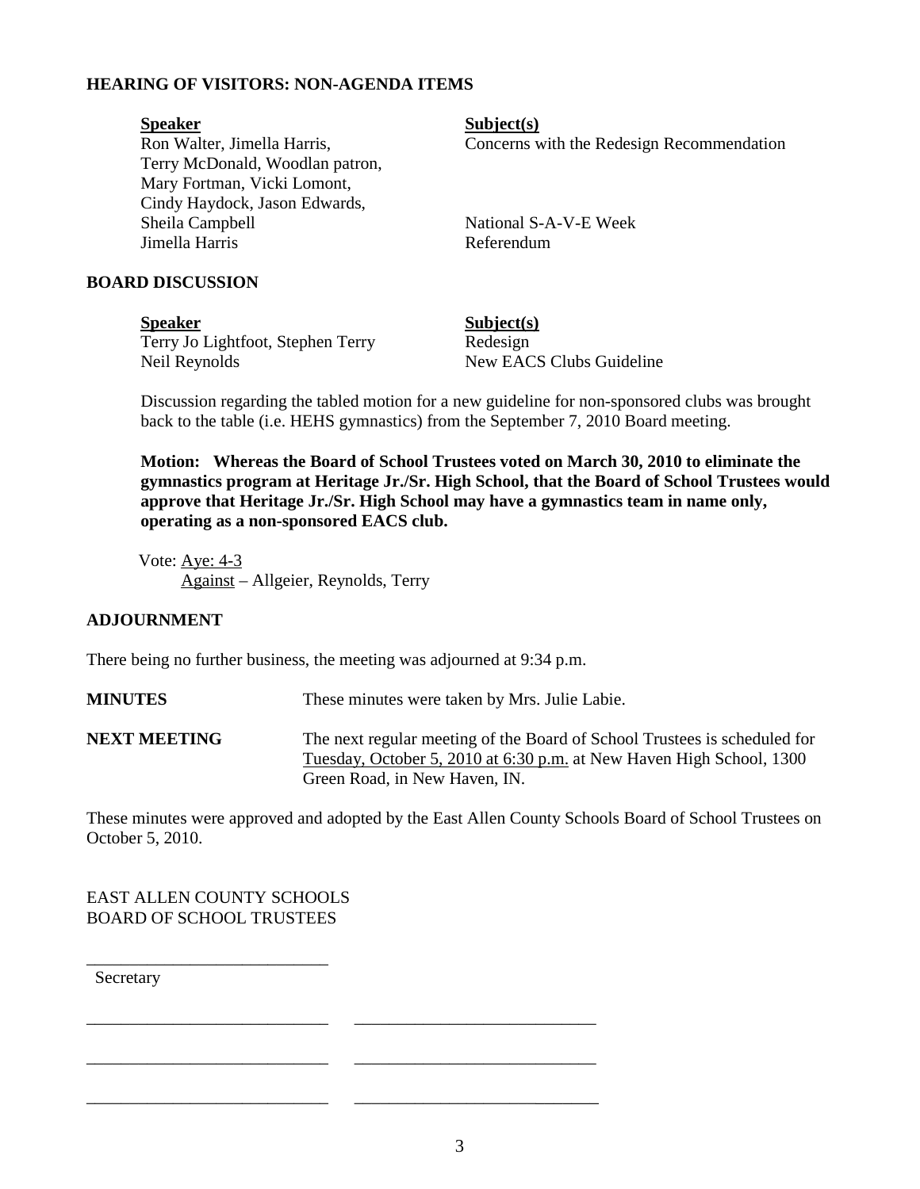## HEARING OF VISITORS: NON-AGENDA ITEMS

| **Speaker** | **Subject(s)** |
|---|---|
| Ron Walter, Jimella Harris, Terry McDonald, Woodlan patron, Mary Fortman, Vicki Lomont, Cindy Haydock, Jason Edwards, | Concerns with the Redesign Recommendation |
| Sheila Campbell | National S-A-V-E Week |
| Jimella Harris | Referendum |

## BOARD DISCUSSION

| **Speaker** | **Subject(s)** |
|---|---|
| Terry Jo Lightfoot, Stephen Terry | Redesign |
| Neil Reynolds | New EACS Clubs Guideline |

Discussion regarding the tabled motion for a new guideline for non-sponsored clubs was brought back to the table (i.e. HEHS gymnastics) from the September 7, 2010 Board meeting.

**Motion: Whereas the Board of School Trustees voted on March 30, 2010 to eliminate the gymnastics program at Heritage Jr./Sr. High School, that the Board of School Trustees would approve that Heritage Jr./Sr. High School may have a gymnastics team in name only, operating as a non-sponsored EACS club.**

Vote: Aye: 4-3
Against – Allgeier, Reynolds, Terry

## ADJOURNMENT

There being no further business, the meeting was adjourned at 9:34 p.m.

**MINUTES** These minutes were taken by Mrs. Julie Labie.

**NEXT MEETING** The next regular meeting of the Board of School Trustees is scheduled for Tuesday, October 5, 2010 at 6:30 p.m. at New Haven High School, 1300 Green Road, in New Haven, IN.

These minutes were approved and adopted by the East Allen County Schools Board of School Trustees on October 5, 2010.

EAST ALLEN COUNTY SCHOOLS
BOARD OF SCHOOL TRUSTEES

\_\_\_\_\_\_\_\_\_\_\_\_\_\_\_\_\_\_\_\_\_\_\_\_\_\_\_\_
Secretary

\_\_\_\_\_\_\_\_\_\_\_\_\_\_\_\_\_\_\_\_\_\_\_\_\_\_\_\_ \_\_\_\_\_\_\_\_\_\_\_\_\_\_\_\_\_\_\_\_\_\_\_\_\_\_\_\_

\_\_\_\_\_\_\_\_\_\_\_\_\_\_\_\_\_\_\_\_\_\_\_\_\_\_\_\_ \_\_\_\_\_\_\_\_\_\_\_\_\_\_\_\_\_\_\_\_\_\_\_\_\_\_\_\_

\_\_\_\_\_\_\_\_\_\_\_\_\_\_\_\_\_\_\_\_\_\_\_\_\_\_\_\_ \_\_\_\_\_\_\_\_\_\_\_\_\_\_\_\_\_\_\_\_\_\_\_\_\_\_\_\_